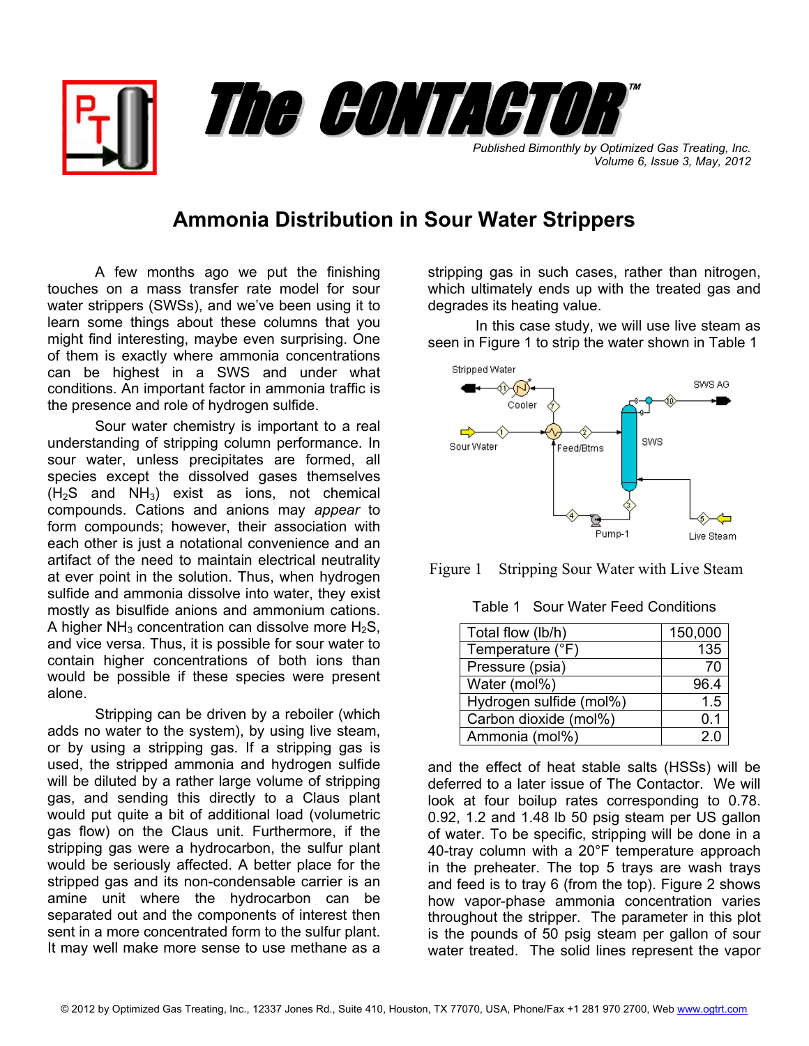# The CONTACTOR™

*Published Bimonthly by Optimized Gas Treating, Inc.*
*Volume 6, Issue 3, May, 2012*

## Ammonia Distribution in Sour Water Strippers

A few months ago we put the finishing touches on a mass transfer rate model for sour water strippers (SWSs), and we've been using it to learn some things about these columns that you might find interesting, maybe even surprising. One of them is exactly where ammonia concentrations can be highest in a SWS and under what conditions. An important factor in ammonia traffic is the presence and role of hydrogen sulfide.

Sour water chemistry is important to a real understanding of stripping column performance. In sour water, unless precipitates are formed, all species except the dissolved gases themselves ($H_2S$ and $NH_3$) exist as ions, not chemical compounds. Cations and anions may *appear* to form compounds; however, their association with each other is just a notational convenience and an artifact of the need to maintain electrical neutrality at ever point in the solution. Thus, when hydrogen sulfide and ammonia dissolve into water, they exist mostly as bisulfide anions and ammonium cations. A higher $NH_3$ concentration can dissolve more $H_2S$, and vice versa. Thus, it is possible for sour water to contain higher concentrations of both ions than would be possible if these species were present alone.

Stripping can be driven by a reboiler (which adds no water to the system), by using live steam, or by using a stripping gas. If a stripping gas is used, the stripped ammonia and hydrogen sulfide will be diluted by a rather large volume of stripping gas, and sending this directly to a Claus plant would put quite a bit of additional load (volumetric gas flow) on the Claus unit. Furthermore, if the stripping gas were a hydrocarbon, the sulfur plant would be seriously affected. A better place for the stripped gas and its non-condensable carrier is an amine unit where the hydrocarbon can be separated out and the components of interest then sent in a more concentrated form to the sulfur plant. It may well make more sense to use methane as a stripping gas in such cases, rather than nitrogen, which ultimately ends up with the treated gas and degrades its heating value.

In this case study, we will use live steam as seen in Figure 1 to strip the water shown in Table 1

Figure 1 Stripping Sour Water with Live Steam

Table 1 Sour Water Feed Conditions

| Total flow (lb/h) | 150,000 |
|---|---|
| Temperature (°F) | 135 |
| Pressure (psia) | 70 |
| Water (mol%) | 96.4 |
| Hydrogen sulfide (mol%) | 1.5 |
| Carbon dioxide (mol%) | 0.1 |
| Ammonia (mol%) | 2.0 |

and the effect of heat stable salts (HSSs) will be deferred to a later issue of The Contactor. We will look at four boilup rates corresponding to 0.78. 0.92, 1.2 and 1.48 lb 50 psig steam per US gallon of water. To be specific, stripping will be done in a 40-tray column with a 20°F temperature approach in the preheater. The top 5 trays are wash trays and feed is to tray 6 (from the top). Figure 2 shows how vapor-phase ammonia concentration varies throughout the stripper. The parameter in this plot is the pounds of 50 psig steam per gallon of sour water treated. The solid lines represent the vapor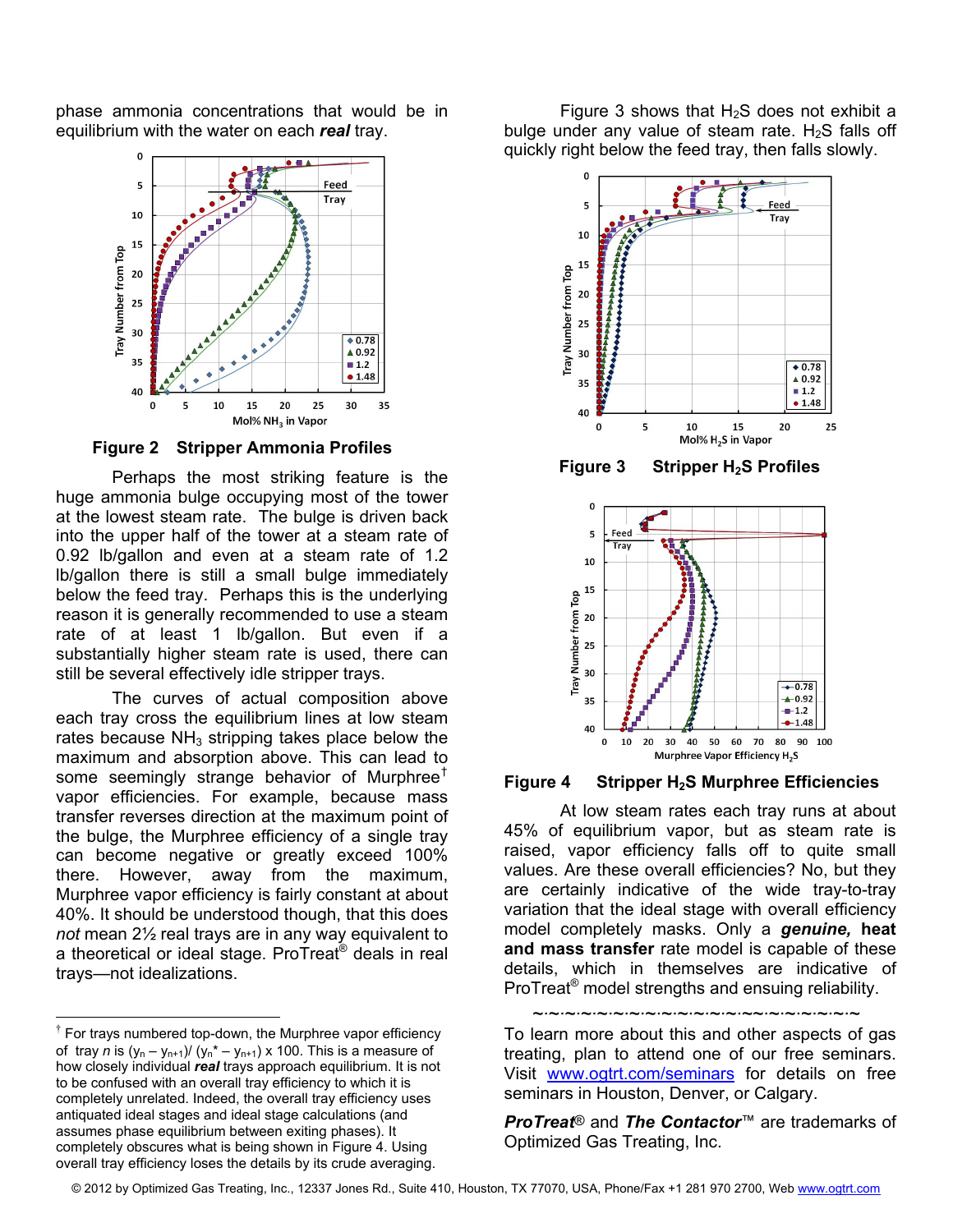phase ammonia concentrations that would be in equilibrium with the water on each ***real*** tray.

Feed Tray
Tray Number from Top
Mol% $NH_3$ in Vapor
0.78
0.92
1.2
1.48
0 5 10 15 20 25 30 35 40
0 5 10 15 20 25 30 35

**Figure 2 Stripper Ammonia Profiles**

Perhaps the most striking feature is the huge ammonia bulge occupying most of the tower at the lowest steam rate. The bulge is driven back into the upper half of the tower at a steam rate of 0.92 lb/gallon and even at a steam rate of 1.2 lb/gallon there is still a small bulge immediately below the feed tray. Perhaps this is the underlying reason it is generally recommended to use a steam rate of at least 1 lb/gallon. But even if a substantially higher steam rate is used, there can still be several effectively idle stripper trays.

The curves of actual composition above each tray cross the equilibrium lines at low steam rates because $NH_3$ stripping takes place below the maximum and absorption above. This can lead to some seemingly strange behavior of Murphree† vapor efficiencies. For example, because mass transfer reverses direction at the maximum point of the bulge, the Murphree efficiency of a single tray can become negative or greatly exceed 100% there. However, away from the maximum, Murphree vapor efficiency is fairly constant at about 40%. It should be understood though, that this does *not* mean 2½ real trays are in any way equivalent to a theoretical or ideal stage. ProTreat® deals in real trays—not idealizations.

Figure 3 shows that $H_2S$ does not exhibit a bulge under any value of steam rate. $H_2S$ falls off quickly right below the feed tray, then falls slowly.

Feed Tray
Tray Number from Top
Mol% $H_2S$ in Vapor
0.78
0.92
1.2
1.48
0 5 10 15 20 25 30 35 40
0 5 10 15 20 25

**Figure 3 Stripper $H_2S$ Profiles**

Feed Tray
Tray Number from Top
Murphree Vapor Efficiency $H_2S$
0.78
0.92
1.2
1.48
0 5 10 15 20 25 30 35 40
0 10 20 30 40 50 60 70 80 90 100

**Figure 4 Stripper $H_2S$ Murphree Efficiencies**

At low steam rates each tray runs at about 45% of equilibrium vapor, but as steam rate is raised, vapor efficiency falls off to quite small values. Are these overall efficiencies? No, but they are certainly indicative of the wide tray-to-tray variation that the ideal stage with overall efficiency model completely masks. Only a ***genuine,* heat and mass transfer** rate model is capable of these details, which in themselves are indicative of ProTreat® model strengths and ensuing reliability.

~·~·~·~·~·~·~·~·~·~·~·~·~·~·~·~·~·~·~·~·~·~

To learn more about this and other aspects of gas treating, plan to attend one of our free seminars. Visit www.ogtrt.com/seminars for details on free seminars in Houston, Denver, or Calgary.

***ProTreat***® and ***The Contactor***™ are trademarks of Optimized Gas Treating, Inc.

---

† For trays numbered top-down, the Murphree vapor efficiency of tray $n$ is $(y_n - y_{n+1})/(y_n^* - y_{n+1}) \times 100$. This is a measure of how closely individual ***real*** trays approach equilibrium. It is not to be confused with an overall tray efficiency to which it is completely unrelated. Indeed, the overall tray efficiency uses antiquated ideal stages and ideal stage calculations (and assumes phase equilibrium between exiting phases). It completely obscures what is being shown in Figure 4. Using overall tray efficiency loses the details by its crude averaging.

© 2012 by Optimized Gas Treating, Inc., 12337 Jones Rd., Suite 410, Houston, TX 77070, USA, Phone/Fax +1 281 970 2700, Web www.ogtrt.com